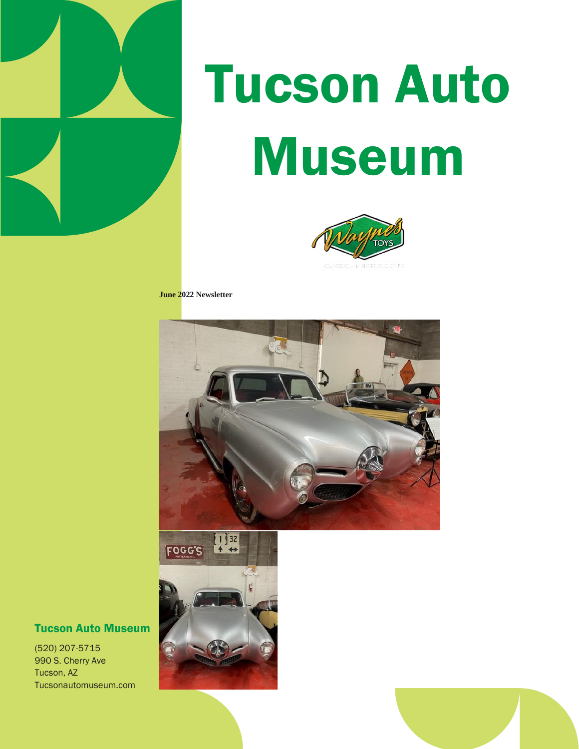# Tucson Auto Museum

**June 2022 Newsletter**

## Tucson Auto Museum

(520) 207-5715
990 S. Cherry Ave
Tucson, AZ
Tucsonautomuseum.com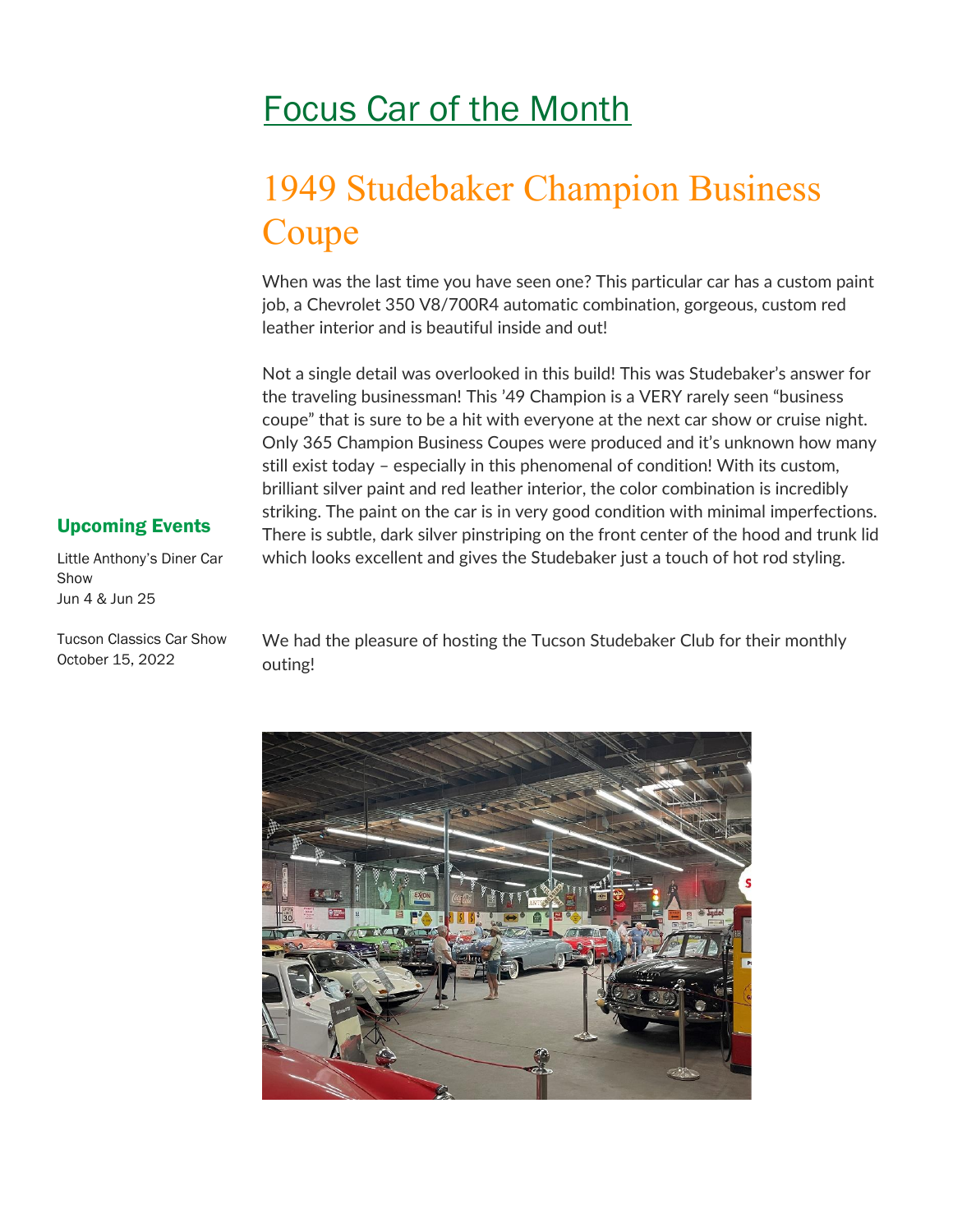# Focus Car of the Month

## 1949 Studebaker Champion Business Coupe

When was the last time you have seen one? This particular car has a custom paint job, a Chevrolet 350 V8/700R4 automatic combination, gorgeous, custom red leather interior and is beautiful inside and out!

Not a single detail was overlooked in this build! This was Studebaker's answer for the traveling businessman! This '49 Champion is a VERY rarely seen "business coupe" that is sure to be a hit with everyone at the next car show or cruise night. Only 365 Champion Business Coupes were produced and it's unknown how many still exist today – especially in this phenomenal of condition! With its custom, brilliant silver paint and red leather interior, the color combination is incredibly striking. The paint on the car is in very good condition with minimal imperfections. There is subtle, dark silver pinstriping on the front center of the hood and trunk lid which looks excellent and gives the Studebaker just a touch of hot rod styling.

We had the pleasure of hosting the Tucson Studebaker Club for their monthly outing!

### Upcoming Events

Little Anthony's Diner Car Show
Jun 4 & Jun 25

Tucson Classics Car Show
October 15, 2022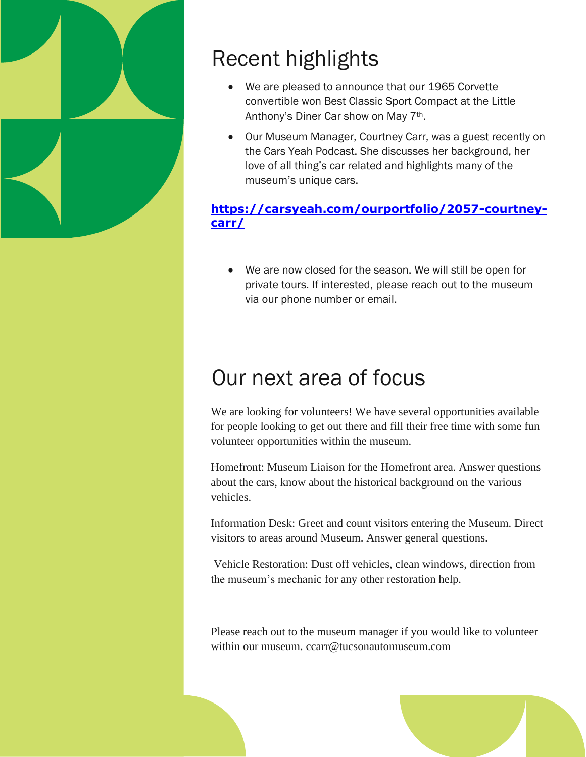# Recent highlights

- We are pleased to announce that our 1965 Corvette convertible won Best Classic Sport Compact at the Little Anthony's Diner Car show on May 7th.
- Our Museum Manager, Courtney Carr, was a guest recently on the Cars Yeah Podcast. She discusses her background, her love of all thing's car related and highlights many of the museum's unique cars.

**https://carsyeah.com/ourportfolio/2057-courtney-carr/**

- We are now closed for the season. We will still be open for private tours. If interested, please reach out to the museum via our phone number or email.

# Our next area of focus

We are looking for volunteers! We have several opportunities available for people looking to get out there and fill their free time with some fun volunteer opportunities within the museum.

Homefront: Museum Liaison for the Homefront area. Answer questions about the cars, know about the historical background on the various vehicles.

Information Desk: Greet and count visitors entering the Museum. Direct visitors to areas around Museum. Answer general questions.

Vehicle Restoration: Dust off vehicles, clean windows, direction from the museum's mechanic for any other restoration help.

Please reach out to the museum manager if you would like to volunteer within our museum. ccarr@tucsonautomuseum.com